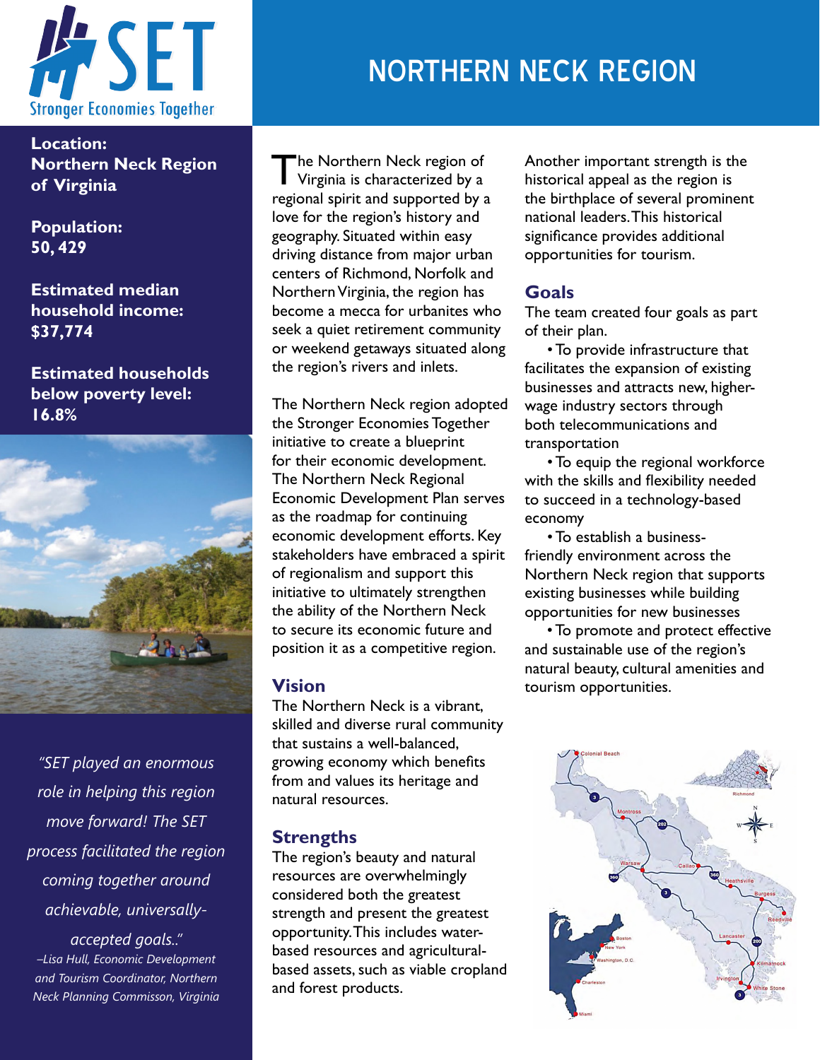SET Stronger Economies Together

# NORTHERN NECK REGION

**Location:** **Northern Neck Region of Virginia**

**Population:** **50, 429**

**Estimated median household income:** **$37,774**

**Estimated households below poverty level:** **16.8%**

*"SET played an enormous role in helping this region move forward! The SET process facilitated the region coming together around achievable, universally-accepted goals.."*

*–Lisa Hull, Economic Development and Tourism Coordinator, Northern Neck Planning Commisson, Virginia*

The Northern Neck region of Virginia is characterized by a regional spirit and supported by a love for the region's history and geography. Situated within easy driving distance from major urban centers of Richmond, Norfolk and Northern Virginia, the region has become a mecca for urbanites who seek a quiet retirement community or weekend getaways situated along the region's rivers and inlets.

The Northern Neck region adopted the Stronger Economies Together initiative to create a blueprint for their economic development. The Northern Neck Regional Economic Development Plan serves as the roadmap for continuing economic development efforts. Key stakeholders have embraced a spirit of regionalism and support this initiative to ultimately strengthen the ability of the Northern Neck to secure its economic future and position it as a competitive region.

## Vision

The Northern Neck is a vibrant, skilled and diverse rural community that sustains a well-balanced, growing economy which benefits from and values its heritage and natural resources.

## Strengths

The region's beauty and natural resources are overwhelmingly considered both the greatest strength and present the greatest opportunity. This includes water-based resources and agricultural-based assets, such as viable cropland and forest products.

Another important strength is the historical appeal as the region is the birthplace of several prominent national leaders. This historical significance provides additional opportunities for tourism.

## Goals

The team created four goals as part of their plan.

- To provide infrastructure that facilitates the expansion of existing businesses and attracts new, higher-wage industry sectors through both telecommunications and transportation
- To equip the regional workforce with the skills and flexibility needed to succeed in a technology-based economy
- To establish a business-friendly environment across the Northern Neck region that supports existing businesses while building opportunities for new businesses
- To promote and protect effective and sustainable use of the region's natural beauty, cultural amenities and tourism opportunities.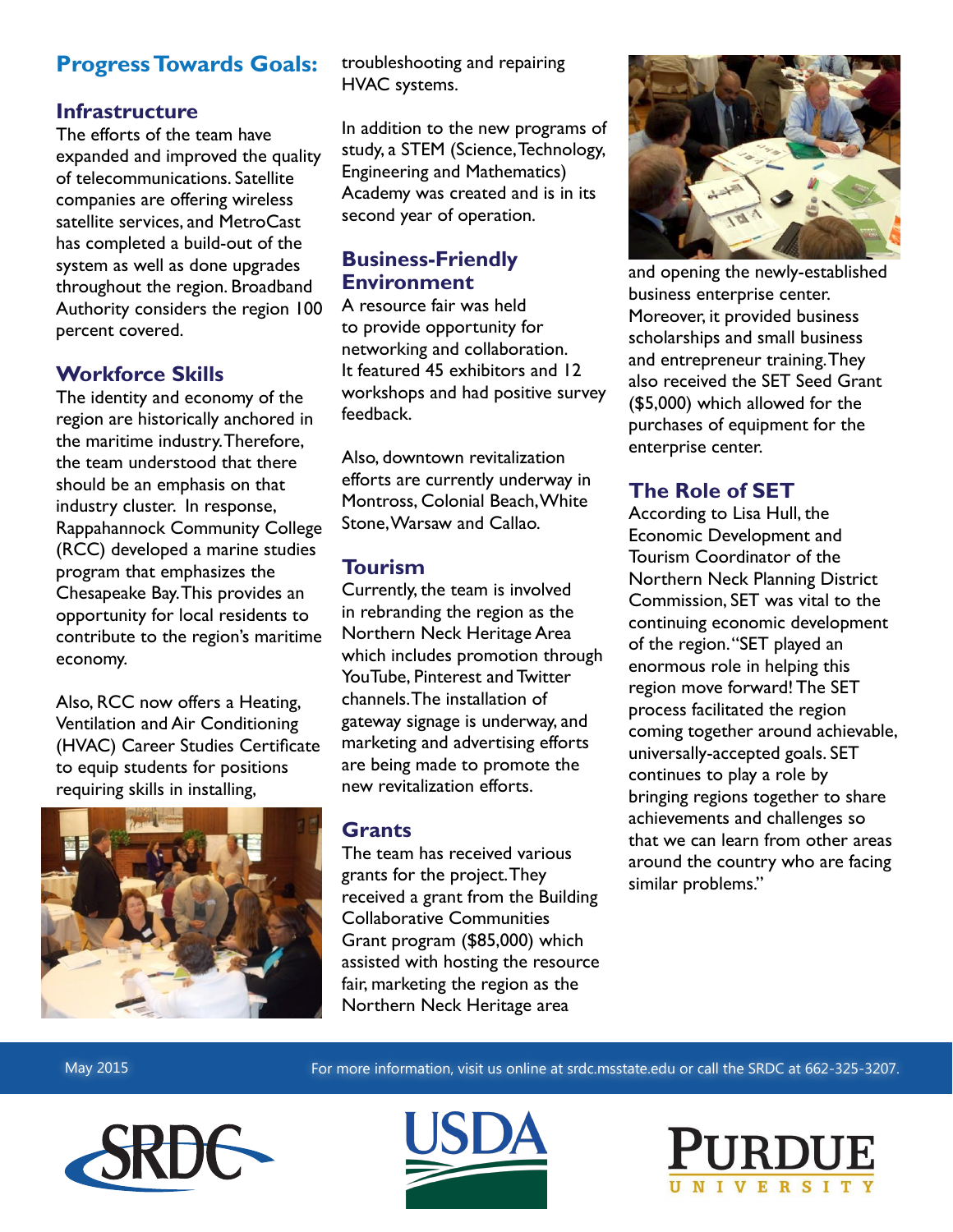## Progress Towards Goals:

### Infrastructure

The efforts of the team have expanded and improved the quality of telecommunications. Satellite companies are offering wireless satellite services, and MetroCast has completed a build-out of the system as well as done upgrades throughout the region. Broadband Authority considers the region 100 percent covered.

### Workforce Skills

The identity and economy of the region are historically anchored in the maritime industry. Therefore, the team understood that there should be an emphasis on that industry cluster. In response, Rappahannock Community College (RCC) developed a marine studies program that emphasizes the Chesapeake Bay. This provides an opportunity for local residents to contribute to the region's maritime economy.

Also, RCC now offers a Heating, Ventilation and Air Conditioning (HVAC) Career Studies Certificate to equip students for positions requiring skills in installing, troubleshooting and repairing HVAC systems.

In addition to the new programs of study, a STEM (Science, Technology, Engineering and Mathematics) Academy was created and is in its second year of operation.

### Business-Friendly Environment

A resource fair was held to provide opportunity for networking and collaboration. It featured 45 exhibitors and 12 workshops and had positive survey feedback.

Also, downtown revitalization efforts are currently underway in Montross, Colonial Beach, White Stone, Warsaw and Callao.

### Tourism

Currently, the team is involved in rebranding the region as the Northern Neck Heritage Area which includes promotion through YouTube, Pinterest and Twitter channels. The installation of gateway signage is underway, and marketing and advertising efforts are being made to promote the new revitalization efforts.

### Grants

The team has received various grants for the project. They received a grant from the Building Collaborative Communities Grant program ($85,000) which assisted with hosting the resource fair, marketing the region as the Northern Neck Heritage area and opening the newly-established business enterprise center. Moreover, it provided business scholarships and small business and entrepreneur training. They also received the SET Seed Grant ($5,000) which allowed for the purchases of equipment for the enterprise center.

### The Role of SET

According to Lisa Hull, the Economic Development and Tourism Coordinator of the Northern Neck Planning District Commission, SET was vital to the continuing economic development of the region. "SET played an enormous role in helping this region move forward! The SET process facilitated the region coming together around achievable, universally-accepted goals. SET continues to play a role by bringing regions together to share achievements and challenges so that we can learn from other areas around the country who are facing similar problems."

May 2015

For more information, visit us online at srdc.msstate.edu or call the SRDC at 662-325-3207.

SRDC USDA PURDUE UNIVERSITY